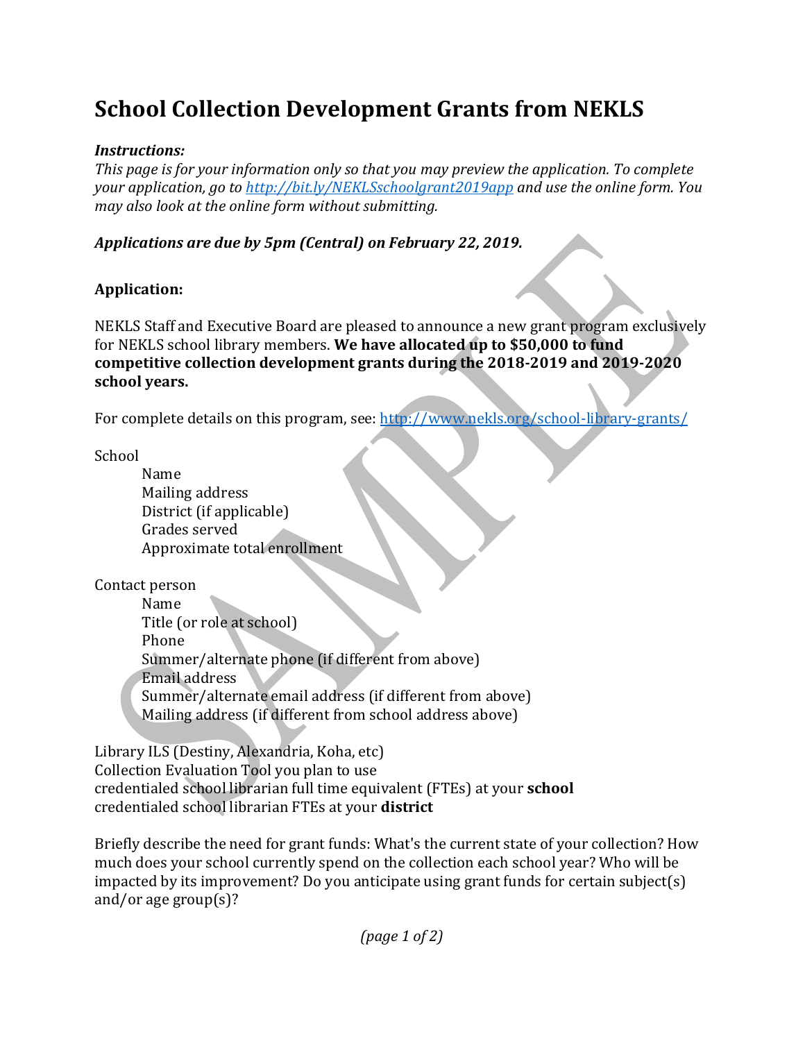# School Collection Development Grants from NEKLS

***Instructions:***

*This page is for your information only so that you may preview the application. To complete your application, go to [http://bit.ly/NEKLSschoolgrant2019app](http://bit.ly/NEKLSschoolgrant2019app) and use the online form. You may also look at the online form without submitting.*

***Applications are due by 5pm (Central) on February 22, 2019.***

**Application:**

NEKLS Staff and Executive Board are pleased to announce a new grant program exclusively for NEKLS school library members. **We have allocated up to $50,000 to fund competitive collection development grants during the 2018-2019 and 2019-2020 school years.**

For complete details on this program, see: [http://www.nekls.org/school-library-grants/](http://www.nekls.org/school-library-grants/)

School

- Name
- Mailing address
- District (if applicable)
- Grades served
- Approximate total enrollment

Contact person

- Name
- Title (or role at school)
- Phone
- Summer/alternate phone (if different from above)
- Email address
- Summer/alternate email address (if different from above)
- Mailing address (if different from school address above)

Library ILS (Destiny, Alexandria, Koha, etc)
Collection Evaluation Tool you plan to use
credentialed school librarian full time equivalent (FTEs) at your **school**
credentialed school librarian FTEs at your **district**

Briefly describe the need for grant funds: What's the current state of your collection? How much does your school currently spend on the collection each school year? Who will be impacted by its improvement? Do you anticipate using grant funds for certain subject(s) and/or age group(s)?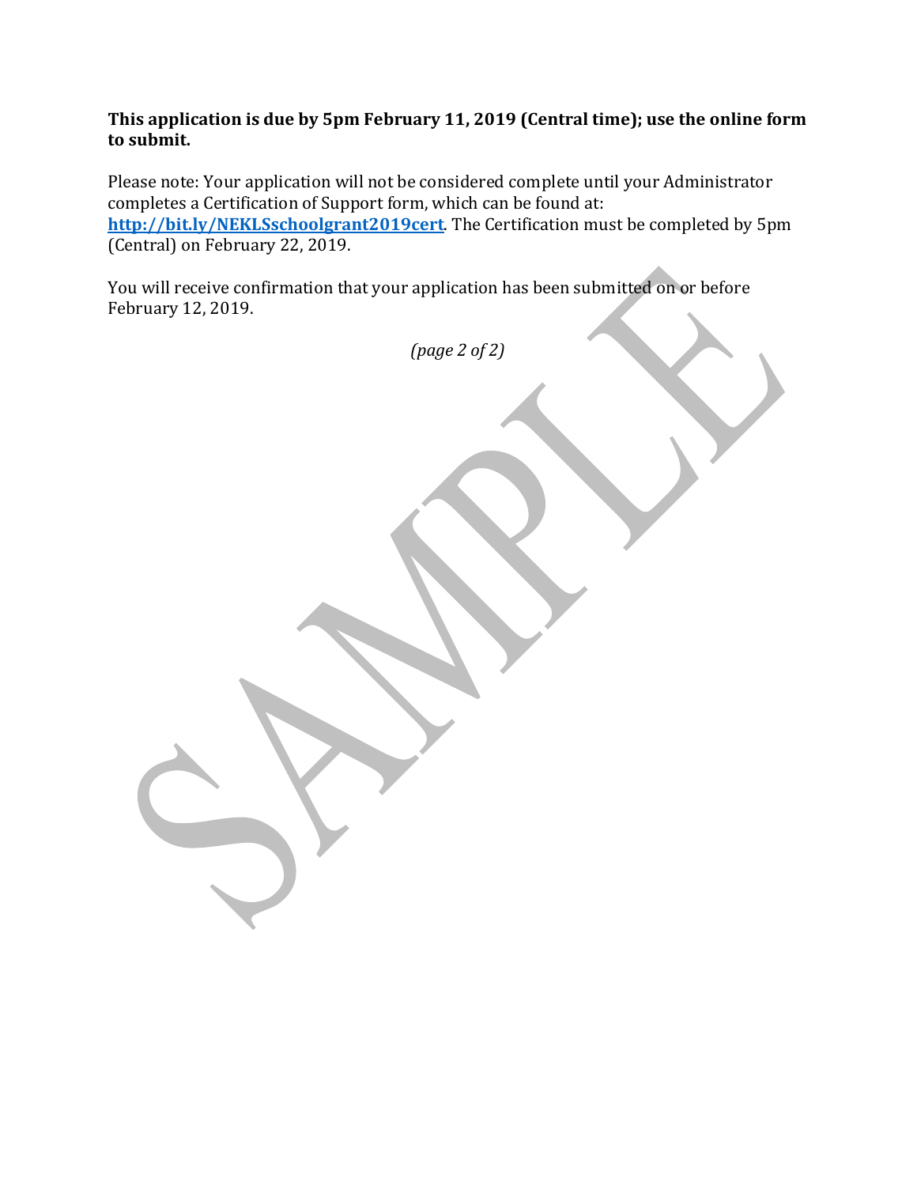**This application is due by 5pm February 11, 2019 (Central time); use the online form to submit.**

Please note: Your application will not be considered complete until your Administrator completes a Certification of Support form, which can be found at: **http://bit.ly/NEKLSschoolgrant2019cert**. The Certification must be completed by 5pm (Central) on February 22, 2019.

You will receive confirmation that your application has been submitted on or before February 12, 2019.

SAMPLE